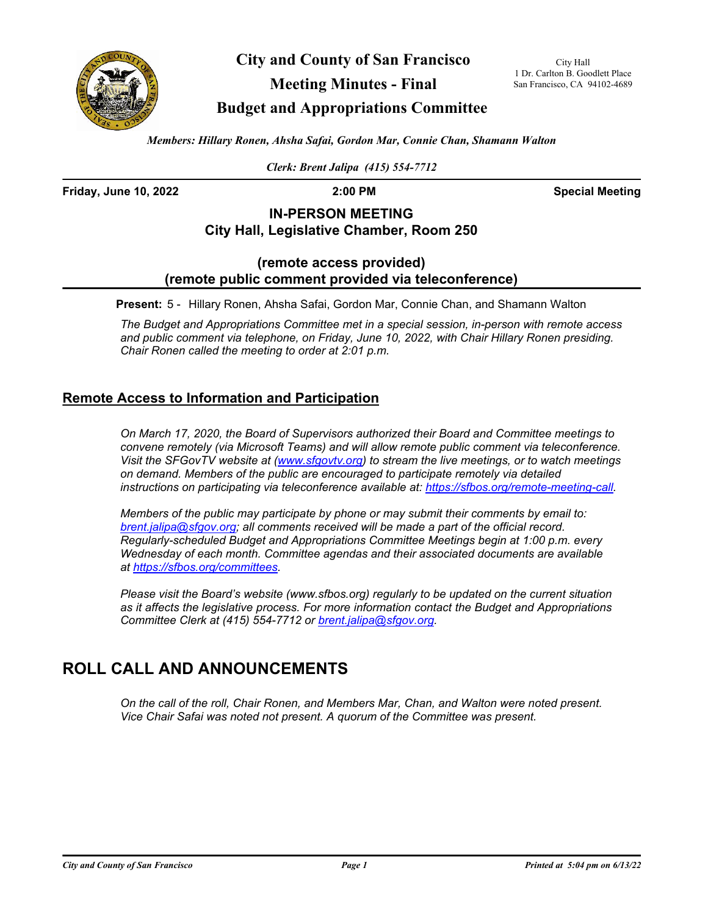# City and County of San Francisco

## Meeting Minutes - Final

## Budget and Appropriations Committee

City Hall
1 Dr. Carlton B. Goodlett Place
San Francisco, CA 94102-4689

*Members: Hillary Ronen, Ahsha Safai, Gordon Mar, Connie Chan, Shamann Walton*

*Clerk: Brent Jalipa (415) 554-7712*

**Friday, June 10, 2022** **2:00 PM** **Special Meeting**

**IN-PERSON MEETING**
**City Hall, Legislative Chamber, Room 250**

**(remote access provided)**
**(remote public comment provided via teleconference)**

**Present:** 5 - Hillary Ronen, Ahsha Safai, Gordon Mar, Connie Chan, and Shamann Walton

*The Budget and Appropriations Committee met in a special session, in-person with remote access and public comment via telephone, on Friday, June 10, 2022, with Chair Hillary Ronen presiding. Chair Ronen called the meeting to order at 2:01 p.m.*

## Remote Access to Information and Participation

*On March 17, 2020, the Board of Supervisors authorized their Board and Committee meetings to convene remotely (via Microsoft Teams) and will allow remote public comment via teleconference. Visit the SFGovTV website at (www.sfgovtv.org) to stream the live meetings, or to watch meetings on demand. Members of the public are encouraged to participate remotely via detailed instructions on participating via teleconference available at: https://sfbos.org/remote-meeting-call.*

*Members of the public may participate by phone or may submit their comments by email to: brent.jalipa@sfgov.org; all comments received will be made a part of the official record. Regularly-scheduled Budget and Appropriations Committee Meetings begin at 1:00 p.m. every Wednesday of each month. Committee agendas and their associated documents are available at https://sfbos.org/committees.*

*Please visit the Board's website (www.sfbos.org) regularly to be updated on the current situation as it affects the legislative process. For more information contact the Budget and Appropriations Committee Clerk at (415) 554-7712 or brent.jalipa@sfgov.org.*

# ROLL CALL AND ANNOUNCEMENTS

*On the call of the roll, Chair Ronen, and Members Mar, Chan, and Walton were noted present. Vice Chair Safai was noted not present. A quorum of the Committee was present.*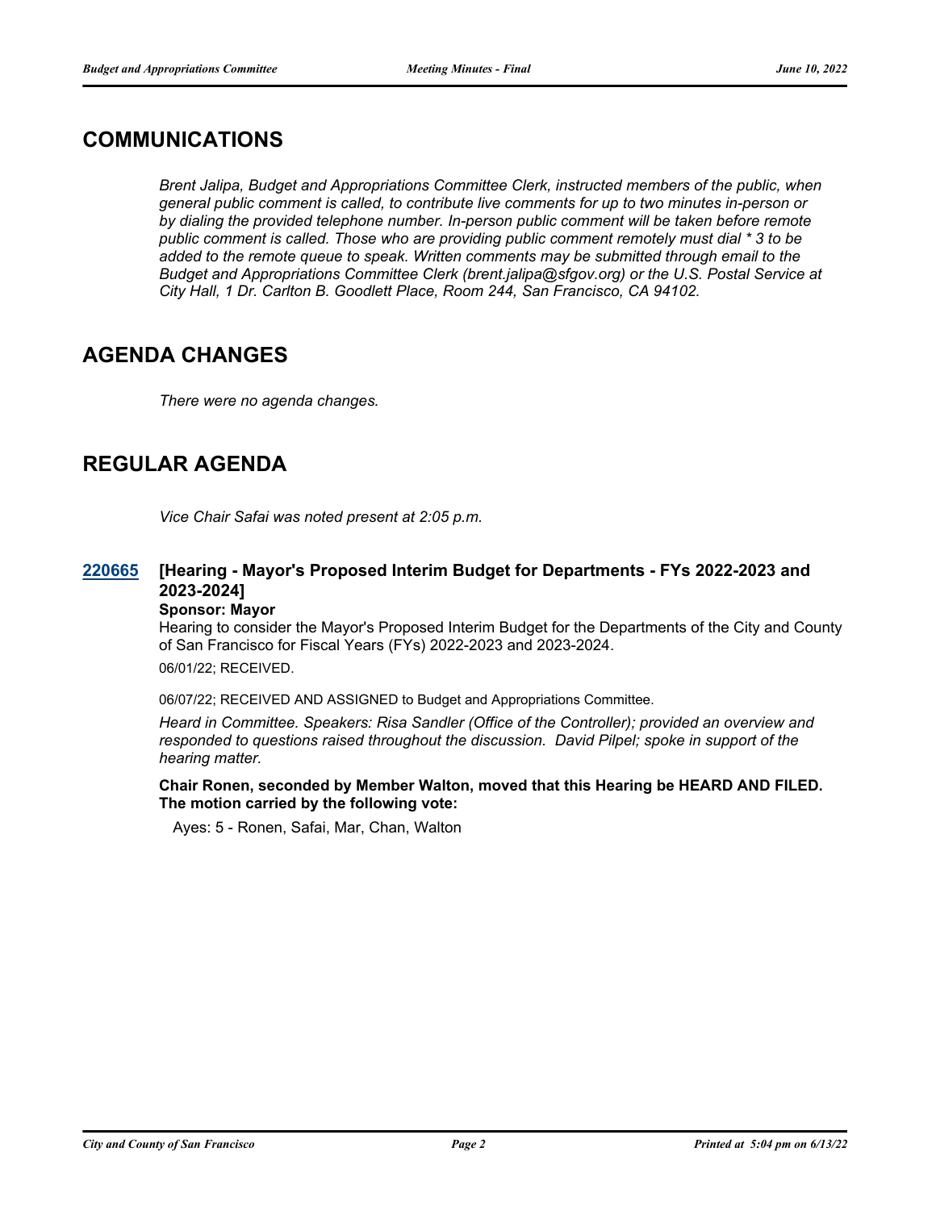## COMMUNICATIONS

*Brent Jalipa, Budget and Appropriations Committee Clerk, instructed members of the public, when general public comment is called, to contribute live comments for up to two minutes in-person or by dialing the provided telephone number. In-person public comment will be taken before remote public comment is called. Those who are providing public comment remotely must dial * 3 to be added to the remote queue to speak. Written comments may be submitted through email to the Budget and Appropriations Committee Clerk (brent.jalipa@sfgov.org) or the U.S. Postal Service at City Hall, 1 Dr. Carlton B. Goodlett Place, Room 244, San Francisco, CA 94102.*

## AGENDA CHANGES

*There were no agenda changes.*

## REGULAR AGENDA

*Vice Chair Safai was noted present at 2:05 p.m.*

### 220665 [Hearing - Mayor's Proposed Interim Budget for Departments - FYs 2022-2023 and 2023-2024]

**Sponsor: Mayor**

Hearing to consider the Mayor's Proposed Interim Budget for the Departments of the City and County of San Francisco for Fiscal Years (FYs) 2022-2023 and 2023-2024.

06/01/22; RECEIVED.

06/07/22; RECEIVED AND ASSIGNED to Budget and Appropriations Committee.

*Heard in Committee. Speakers: Risa Sandler (Office of the Controller); provided an overview and responded to questions raised throughout the discussion. David Pilpel; spoke in support of the hearing matter.*

**Chair Ronen, seconded by Member Walton, moved that this Hearing be HEARD AND FILED. The motion carried by the following vote:**

Ayes: 5 - Ronen, Safai, Mar, Chan, Walton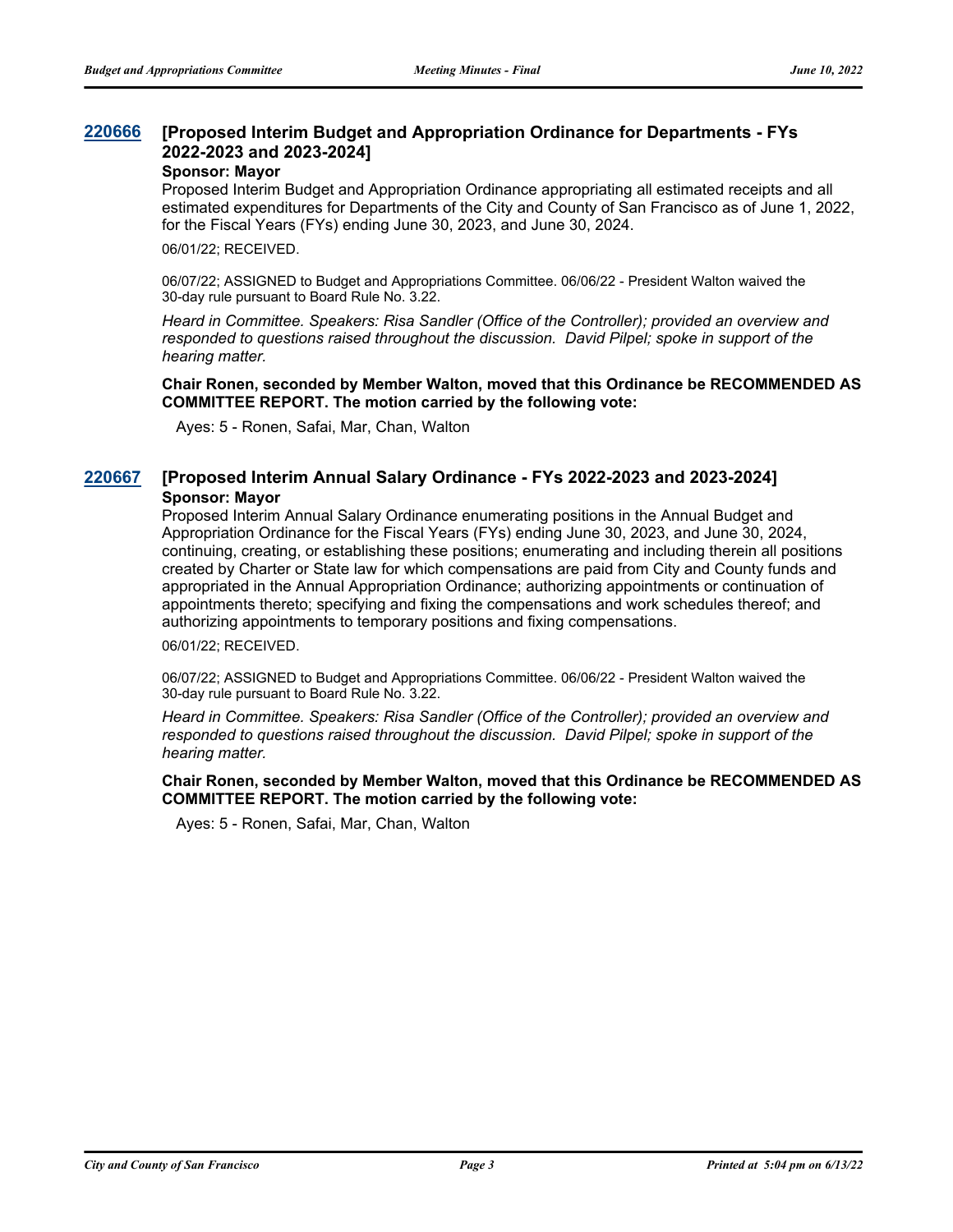## 220666 [Proposed Interim Budget and Appropriation Ordinance for Departments - FYs 2022-2023 and 2023-2024]

**Sponsor: Mayor**

Proposed Interim Budget and Appropriation Ordinance appropriating all estimated receipts and all estimated expenditures for Departments of the City and County of San Francisco as of June 1, 2022, for the Fiscal Years (FYs) ending June 30, 2023, and June 30, 2024.

06/01/22; RECEIVED.

06/07/22; ASSIGNED to Budget and Appropriations Committee. 06/06/22 - President Walton waived the 30-day rule pursuant to Board Rule No. 3.22.

*Heard in Committee. Speakers: Risa Sandler (Office of the Controller); provided an overview and responded to questions raised throughout the discussion. David Pilpel; spoke in support of the hearing matter.*

**Chair Ronen, seconded by Member Walton, moved that this Ordinance be RECOMMENDED AS COMMITTEE REPORT. The motion carried by the following vote:**

Ayes: 5 - Ronen, Safai, Mar, Chan, Walton

## 220667 [Proposed Interim Annual Salary Ordinance - FYs 2022-2023 and 2023-2024]

**Sponsor: Mayor**

Proposed Interim Annual Salary Ordinance enumerating positions in the Annual Budget and Appropriation Ordinance for the Fiscal Years (FYs) ending June 30, 2023, and June 30, 2024, continuing, creating, or establishing these positions; enumerating and including therein all positions created by Charter or State law for which compensations are paid from City and County funds and appropriated in the Annual Appropriation Ordinance; authorizing appointments or continuation of appointments thereto; specifying and fixing the compensations and work schedules thereof; and authorizing appointments to temporary positions and fixing compensations.

06/01/22; RECEIVED.

06/07/22; ASSIGNED to Budget and Appropriations Committee. 06/06/22 - President Walton waived the 30-day rule pursuant to Board Rule No. 3.22.

*Heard in Committee. Speakers: Risa Sandler (Office of the Controller); provided an overview and responded to questions raised throughout the discussion. David Pilpel; spoke in support of the hearing matter.*

**Chair Ronen, seconded by Member Walton, moved that this Ordinance be RECOMMENDED AS COMMITTEE REPORT. The motion carried by the following vote:**

Ayes: 5 - Ronen, Safai, Mar, Chan, Walton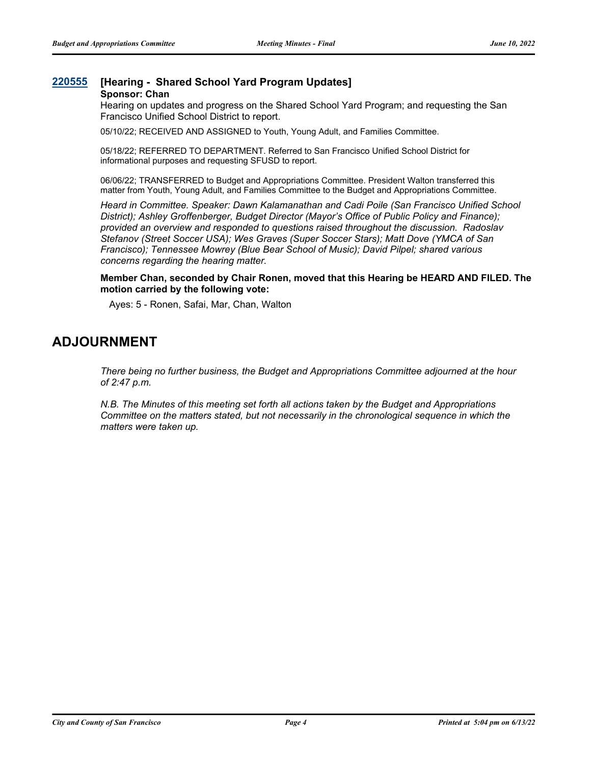**220555** **[Hearing - Shared School Yard Program Updates]**

**Sponsor: Chan**

Hearing on updates and progress on the Shared School Yard Program; and requesting the San Francisco Unified School District to report.

05/10/22; RECEIVED AND ASSIGNED to Youth, Young Adult, and Families Committee.

05/18/22; REFERRED TO DEPARTMENT. Referred to San Francisco Unified School District for informational purposes and requesting SFUSD to report.

06/06/22; TRANSFERRED to Budget and Appropriations Committee. President Walton transferred this matter from Youth, Young Adult, and Families Committee to the Budget and Appropriations Committee.

*Heard in Committee. Speaker: Dawn Kalamanathan and Cadi Poile (San Francisco Unified School District); Ashley Groffenberger, Budget Director (Mayor's Office of Public Policy and Finance); provided an overview and responded to questions raised throughout the discussion. Radoslav Stefanov (Street Soccer USA); Wes Graves (Super Soccer Stars); Matt Dove (YMCA of San Francisco); Tennessee Mowrey (Blue Bear School of Music); David Pilpel; shared various concerns regarding the hearing matter.*

**Member Chan, seconded by Chair Ronen, moved that this Hearing be HEARD AND FILED. The motion carried by the following vote:**

Ayes: 5 - Ronen, Safai, Mar, Chan, Walton

# ADJOURNMENT

*There being no further business, the Budget and Appropriations Committee adjourned at the hour of 2:47 p.m.*

*N.B. The Minutes of this meeting set forth all actions taken by the Budget and Appropriations Committee on the matters stated, but not necessarily in the chronological sequence in which the matters were taken up.*